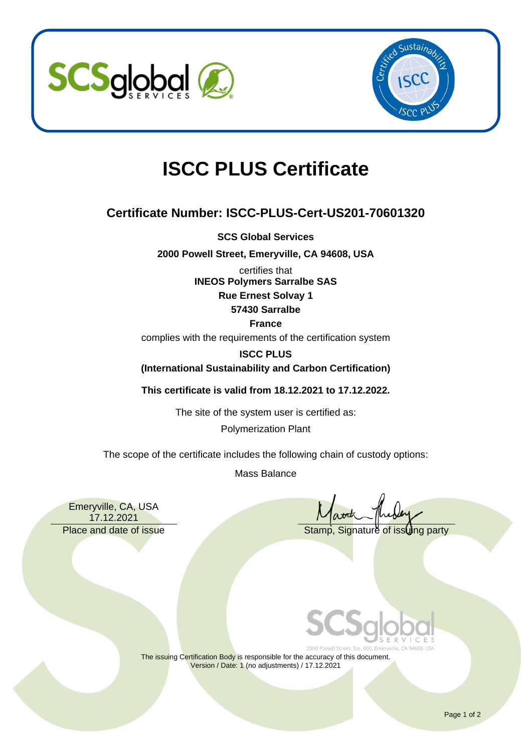# ISCC PLUS Certificate

## Certificate Number: ISCC-PLUS-Cert-US201-70601320

**SCS Global Services**

**2000 Powell Street, Emeryville, CA 94608, USA**

certifies that

**INEOS Polymers Sarralbe SAS**

**Rue Ernest Solvay 1**

**57430 Sarralbe**

**France**

complies with the requirements of the certification system

**ISCC PLUS**

**(International Sustainability and Carbon Certification)**

**This certificate is valid from 18.12.2021 to 17.12.2022.**

The site of the system user is certified as:

Polymerization Plant

The scope of the certificate includes the following chain of custody options:

Mass Balance

Emeryville, CA, USA
17.12.2021

Place and date of issue

Stamp, Signature of issuing party

2000 Powell Street, Ste. 600, Emeryville, CA 94608 USA

The issuing Certification Body is responsible for the accuracy of this document.
Version / Date: 1 (no adjustments) / 17.12.2021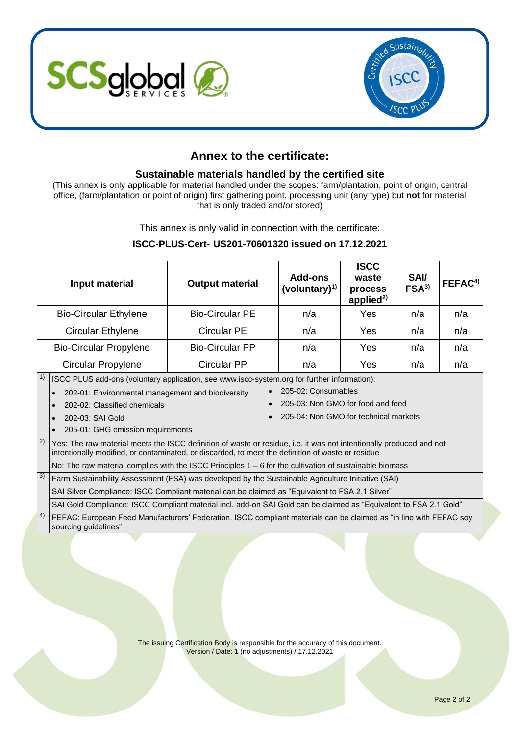# Annex to the certificate:

## Sustainable materials handled by the certified site

(This annex is only applicable for material handled under the scopes: farm/plantation, point of origin, central office, (farm/plantation or point of origin) first gathering point, processing unit (any type) but **not** for material that is only traded and/or stored)

This annex is only valid in connection with the certificate:

**ISCC-PLUS-Cert- US201-70601320 issued on 17.12.2021**

| Input material | Output material | Add-ons (voluntary)[1] | ISCC waste process applied[2] | SAI/ FSA[3] | FEFAC[4] |
|---|---|---|---|---|---|
| Bio-Circular Ethylene | Bio-Circular PE | n/a | Yes | n/a | n/a |
| Circular Ethylene | Circular PE | n/a | Yes | n/a | n/a |
| Bio-Circular Propylene | Bio-Circular PP | n/a | Yes | n/a | n/a |
| Circular Propylene | Circular PP | n/a | Yes | n/a | n/a |

1) ISCC PLUS add-ons (voluntary application, see www.iscc-system.org for further information):

- 202-01: Environmental management and biodiversity
- 202-02: Classified chemicals
- 202-03: SAI Gold
- 205-01: GHG emission requirements
- 205-02: Consumables
- 205-03: Non GMO for food and feed
- 205-04: Non GMO for technical markets

2) Yes: The raw material meets the ISCC definition of waste or residue, i.e. it was not intentionally produced and not intentionally modified, or contaminated, or discarded, to meet the definition of waste or residue

No: The raw material complies with the ISCC Principles 1 – 6 for the cultivation of sustainable biomass

3) Farm Sustainability Assessment (FSA) was developed by the Sustainable Agriculture Initiative (SAI)

SAI Silver Compliance: ISCC Compliant material can be claimed as "Equivalent to FSA 2.1 Silver"

SAI Gold Compliance: ISCC Compliant material incl. add-on SAI Gold can be claimed as "Equivalent to FSA 2.1 Gold"

4) FEFAC: European Feed Manufacturers' Federation. ISCC compliant materials can be claimed as "in line with FEFAC soy sourcing guidelines"

The issuing Certification Body is responsible for the accuracy of this document.
Version / Date: 1 (no adjustments) / 17.12.2021